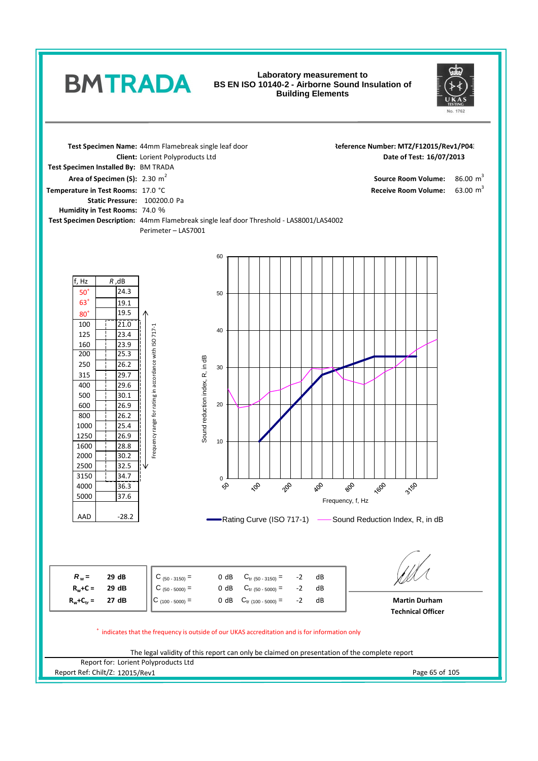**BMTRADA**

## Laboratory measurement to BS EN ISO 10140-2 - Airborne Sound Insulation of Building Elements

**Test Specimen Name:** 44mm Flamebreak single leaf door
**Client:** Lorient Polyproducts Ltd
**Test Specimen Installed By:** BM TRADA
**Area of Specimen (S):** 2.30 $m^2$
**Temperature in Test Rooms:** 17.0 °C
**Static Pressure:** 100200.0 Pa
**Humidity in Test Rooms:** 74.0 %
**Test Specimen Description:** 44mm Flamebreak single leaf door Threshold - LAS8001/LAS4002
Perimeter – LAS7001

**Reference Number: MTZ/F12015/Rev1/P04**
**Date of Test: 16/07/2013**
**Source Room Volume:** 86.00 $m^3$
**Receive Room Volume:** 63.00 $m^3$

| f, Hz | R, dB |
|---|---|
| 50+ | 24.3 |
| 63+ | 19.1 |
| 80+ | 19.5 |
| 100 | 21.0 |
| 125 | 23.4 |
| 160 | 23.9 |
| 200 | 25.3 |
| 250 | 26.2 |
| 315 | 29.7 |
| 400 | 29.6 |
| 500 | 30.1 |
| 600 | 26.9 |
| 800 | 26.2 |
| 1000 | 25.4 |
| 1250 | 26.9 |
| 1600 | 28.8 |
| 2000 | 30.2 |
| 2500 | 32.5 |
| 3150 | 34.7 |
| 4000 | 36.3 |
| 5000 | 37.6 |
| AAD | -28.2 |

Frequency range for rating in accordance with ISO 717-1 (100 – 3150 Hz)

Rating Curve (ISO 717-1) — Sound Reduction Index, R, in dB

| | | | | | |
|---|---|---|---|---|---|
| $R_w$ = 29 dB | $C_{(50-3150)}$ = | 0 dB | $C_{tr\,(50-3150)}$ = | -2 | dB |
| $R_w+C$ = 29 dB | $C_{(50-5000)}$ = | 0 dB | $C_{tr\,(50-5000)}$ = | -2 | dB |
| $R_w+C_{tr}$ = 27 dB | $C_{(100-5000)}$ = | 0 dB | $C_{tr\,(100-5000)}$ = | -2 | dB |

**Martin Durham**
**Technical Officer**

+ indicates that the frequency is outside of our UKAS accreditation and is for information only

The legal validity of this report can only be claimed on presentation of the complete report

Report for: Lorient Polyproducts Ltd
Report Ref: Chilt/Z: 12015/Rev1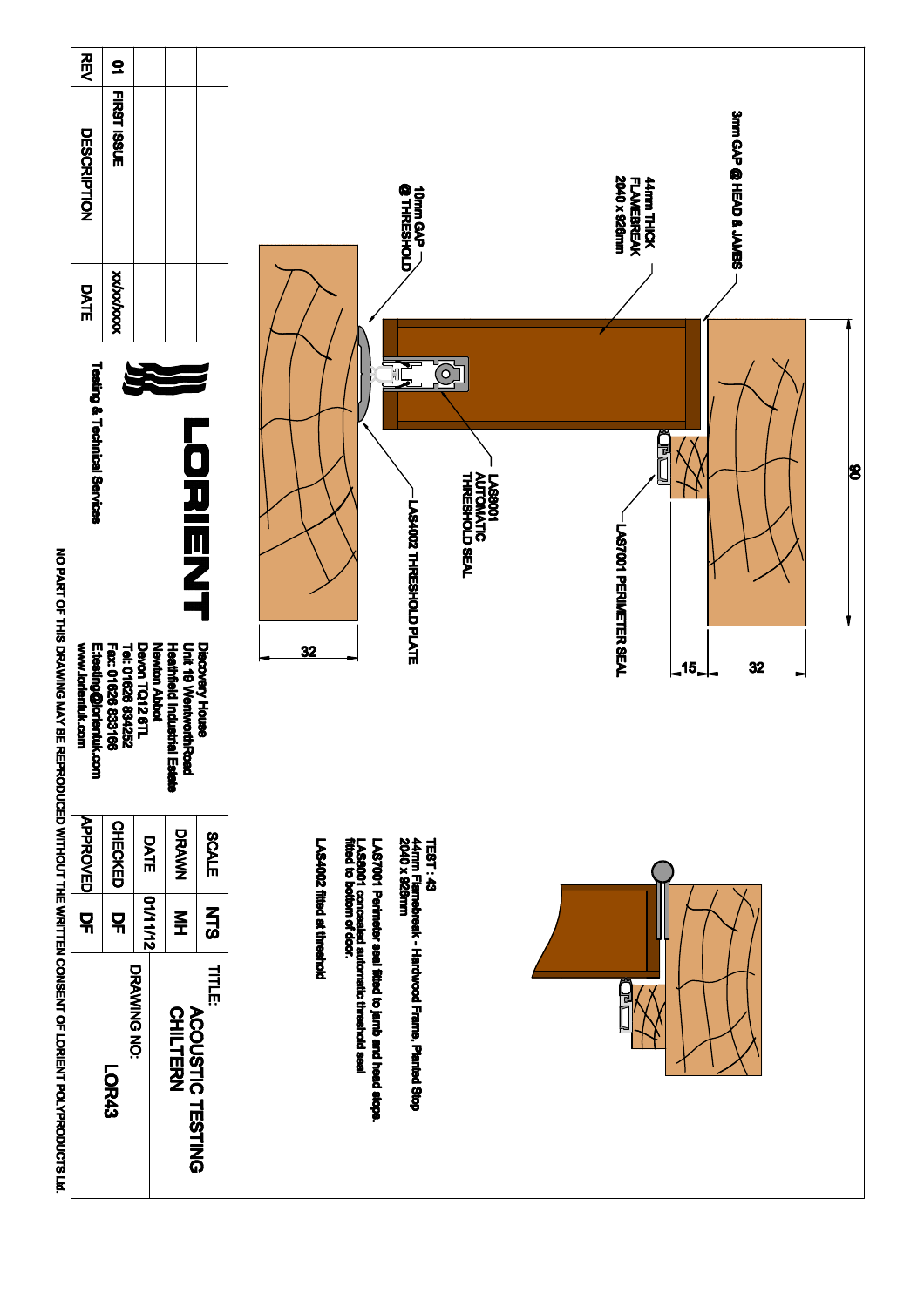3mm GAP @ HEAD & JAMBS

44mm THICK FLAMEBREAK 2040 x 926mm

10mm GAP @ THRESHOLD

LAS8001 AUTOMATIC THRESHOLD SEAL

LAS7001 PERIMETER SEAL

LAS4002 THRESHOLD PLATE

90

32

15

32

TEST : 43
44mm Flamebreak - Hardwood Frame, Planted Stop
2040 x 926mm

LAS7001 Perimeter seal fitted to jamb and head stops.
LAS8001 concealed automatic threshold seal fitted to bottom of door.

LAS4002 fitted at threshold

| REV | DESCRIPTION | DATE |
| --- | --- | --- |
| 01 | FIRST ISSUE | xx/xx/xxxx |

**LORIENT**
Testing & Technical Services

Discovery House
Unit 19 WentworthRoad
Heathfield Industrial Estate
Newton Abbot
Devon TQ12 6TL
Tel: 01626 834252
Fax: 01626 833166
E:testing@lorientuk.com
www.lorientuk.com

| | |
| --- | --- |
| SCALE | NTS |
| DRAWN | MH |
| DATE | 01/11/12 |
| CHECKED | DF |
| APPROVED | DF |

TITLE: ACOUSTIC TESTING CHILTERN

DRAWING NO: LOR43

NO PART OF THIS DRAWING MAY BE REPRODUCED WITHOUT THE WRITTEN CONSENT OF LORIENT POLYPRODUCTS Ltd.